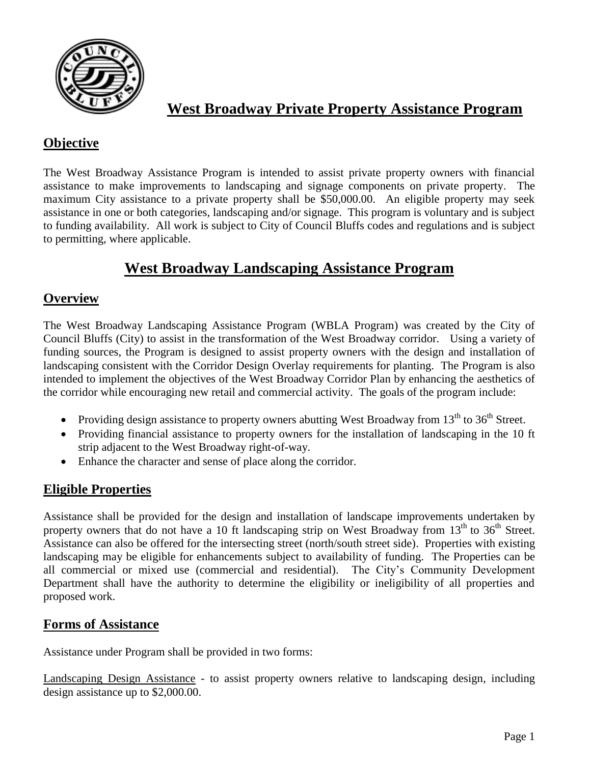# West Broadway Private Property Assistance Program

## Objective

The West Broadway Assistance Program is intended to assist private property owners with financial assistance to make improvements to landscaping and signage components on private property. The maximum City assistance to a private property shall be $50,000.00. An eligible property may seek assistance in one or both categories, landscaping and/or signage. This program is voluntary and is subject to funding availability. All work is subject to City of Council Bluffs codes and regulations and is subject to permitting, where applicable.

# West Broadway Landscaping Assistance Program

## Overview

The West Broadway Landscaping Assistance Program (WBLA Program) was created by the City of Council Bluffs (City) to assist in the transformation of the West Broadway corridor. Using a variety of funding sources, the Program is designed to assist property owners with the design and installation of landscaping consistent with the Corridor Design Overlay requirements for planting. The Program is also intended to implement the objectives of the West Broadway Corridor Plan by enhancing the aesthetics of the corridor while encouraging new retail and commercial activity. The goals of the program include:

- Providing design assistance to property owners abutting West Broadway from 13th to 36th Street.
- Providing financial assistance to property owners for the installation of landscaping in the 10 ft strip adjacent to the West Broadway right-of-way.
- Enhance the character and sense of place along the corridor.

## Eligible Properties

Assistance shall be provided for the design and installation of landscape improvements undertaken by property owners that do not have a 10 ft landscaping strip on West Broadway from 13th to 36th Street. Assistance can also be offered for the intersecting street (north/south street side). Properties with existing landscaping may be eligible for enhancements subject to availability of funding. The Properties can be all commercial or mixed use (commercial and residential). The City's Community Development Department shall have the authority to determine the eligibility or ineligibility of all properties and proposed work.

## Forms of Assistance

Assistance under Program shall be provided in two forms:

Landscaping Design Assistance - to assist property owners relative to landscaping design, including design assistance up to $2,000.00.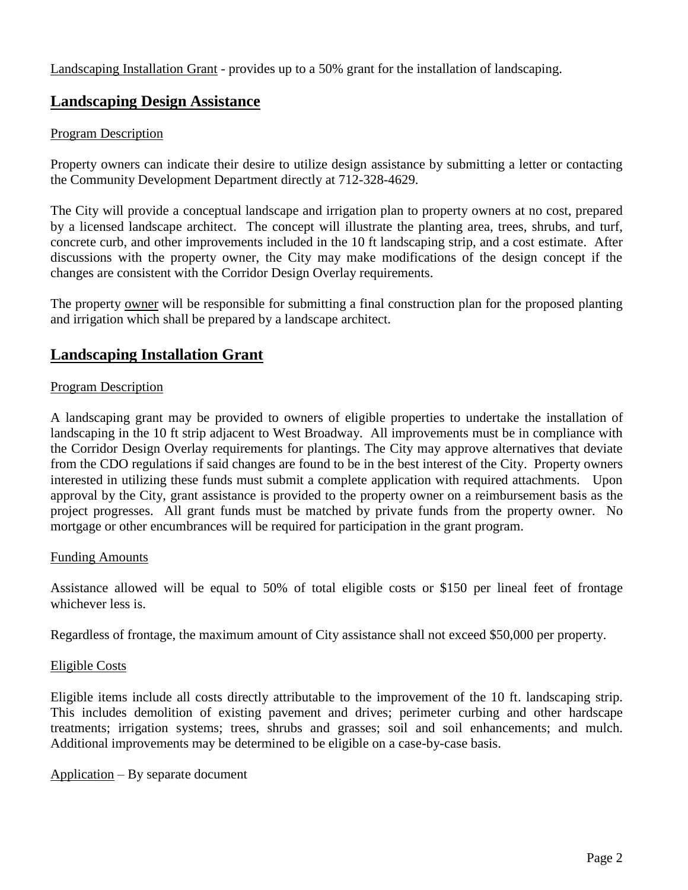Landscaping Installation Grant - provides up to a 50% grant for the installation of landscaping.

## Landscaping Design Assistance

Program Description

Property owners can indicate their desire to utilize design assistance by submitting a letter or contacting the Community Development Department directly at 712-328-4629.

The City will provide a conceptual landscape and irrigation plan to property owners at no cost, prepared by a licensed landscape architect. The concept will illustrate the planting area, trees, shrubs, and turf, concrete curb, and other improvements included in the 10 ft landscaping strip, and a cost estimate. After discussions with the property owner, the City may make modifications of the design concept if the changes are consistent with the Corridor Design Overlay requirements.

The property owner will be responsible for submitting a final construction plan for the proposed planting and irrigation which shall be prepared by a landscape architect.

## Landscaping Installation Grant

Program Description

A landscaping grant may be provided to owners of eligible properties to undertake the installation of landscaping in the 10 ft strip adjacent to West Broadway. All improvements must be in compliance with the Corridor Design Overlay requirements for plantings. The City may approve alternatives that deviate from the CDO regulations if said changes are found to be in the best interest of the City. Property owners interested in utilizing these funds must submit a complete application with required attachments. Upon approval by the City, grant assistance is provided to the property owner on a reimbursement basis as the project progresses. All grant funds must be matched by private funds from the property owner. No mortgage or other encumbrances will be required for participation in the grant program.

Funding Amounts

Assistance allowed will be equal to 50% of total eligible costs or $150 per lineal feet of frontage whichever less is.

Regardless of frontage, the maximum amount of City assistance shall not exceed $50,000 per property.

Eligible Costs

Eligible items include all costs directly attributable to the improvement of the 10 ft. landscaping strip. This includes demolition of existing pavement and drives; perimeter curbing and other hardscape treatments; irrigation systems; trees, shrubs and grasses; soil and soil enhancements; and mulch. Additional improvements may be determined to be eligible on a case-by-case basis.

Application – By separate document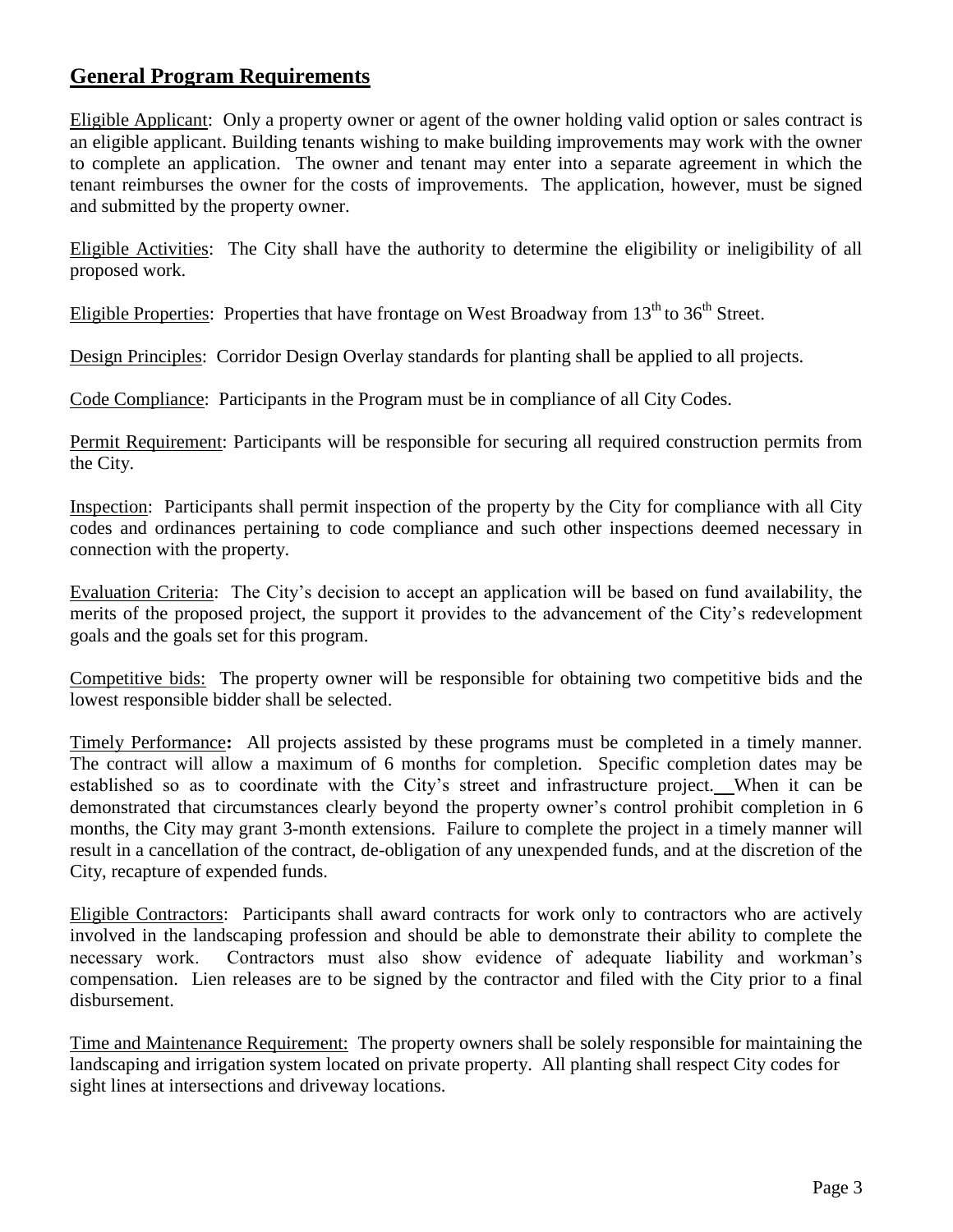## General Program Requirements

Eligible Applicant: Only a property owner or agent of the owner holding valid option or sales contract is an eligible applicant. Building tenants wishing to make building improvements may work with the owner to complete an application. The owner and tenant may enter into a separate agreement in which the tenant reimburses the owner for the costs of improvements. The application, however, must be signed and submitted by the property owner.

Eligible Activities: The City shall have the authority to determine the eligibility or ineligibility of all proposed work.

Eligible Properties: Properties that have frontage on West Broadway from 13th to 36th Street.

Design Principles: Corridor Design Overlay standards for planting shall be applied to all projects.

Code Compliance: Participants in the Program must be in compliance of all City Codes.

Permit Requirement: Participants will be responsible for securing all required construction permits from the City.

Inspection: Participants shall permit inspection of the property by the City for compliance with all City codes and ordinances pertaining to code compliance and such other inspections deemed necessary in connection with the property.

Evaluation Criteria: The City's decision to accept an application will be based on fund availability, the merits of the proposed project, the support it provides to the advancement of the City's redevelopment goals and the goals set for this program.

Competitive bids: The property owner will be responsible for obtaining two competitive bids and the lowest responsible bidder shall be selected.

Timely Performance**:** All projects assisted by these programs must be completed in a timely manner. The contract will allow a maximum of 6 months for completion. Specific completion dates may be established so as to coordinate with the City's street and infrastructure project. When it can be demonstrated that circumstances clearly beyond the property owner's control prohibit completion in 6 months, the City may grant 3-month extensions. Failure to complete the project in a timely manner will result in a cancellation of the contract, de-obligation of any unexpended funds, and at the discretion of the City, recapture of expended funds.

Eligible Contractors: Participants shall award contracts for work only to contractors who are actively involved in the landscaping profession and should be able to demonstrate their ability to complete the necessary work. Contractors must also show evidence of adequate liability and workman's compensation. Lien releases are to be signed by the contractor and filed with the City prior to a final disbursement.

Time and Maintenance Requirement: The property owners shall be solely responsible for maintaining the landscaping and irrigation system located on private property. All planting shall respect City codes for sight lines at intersections and driveway locations.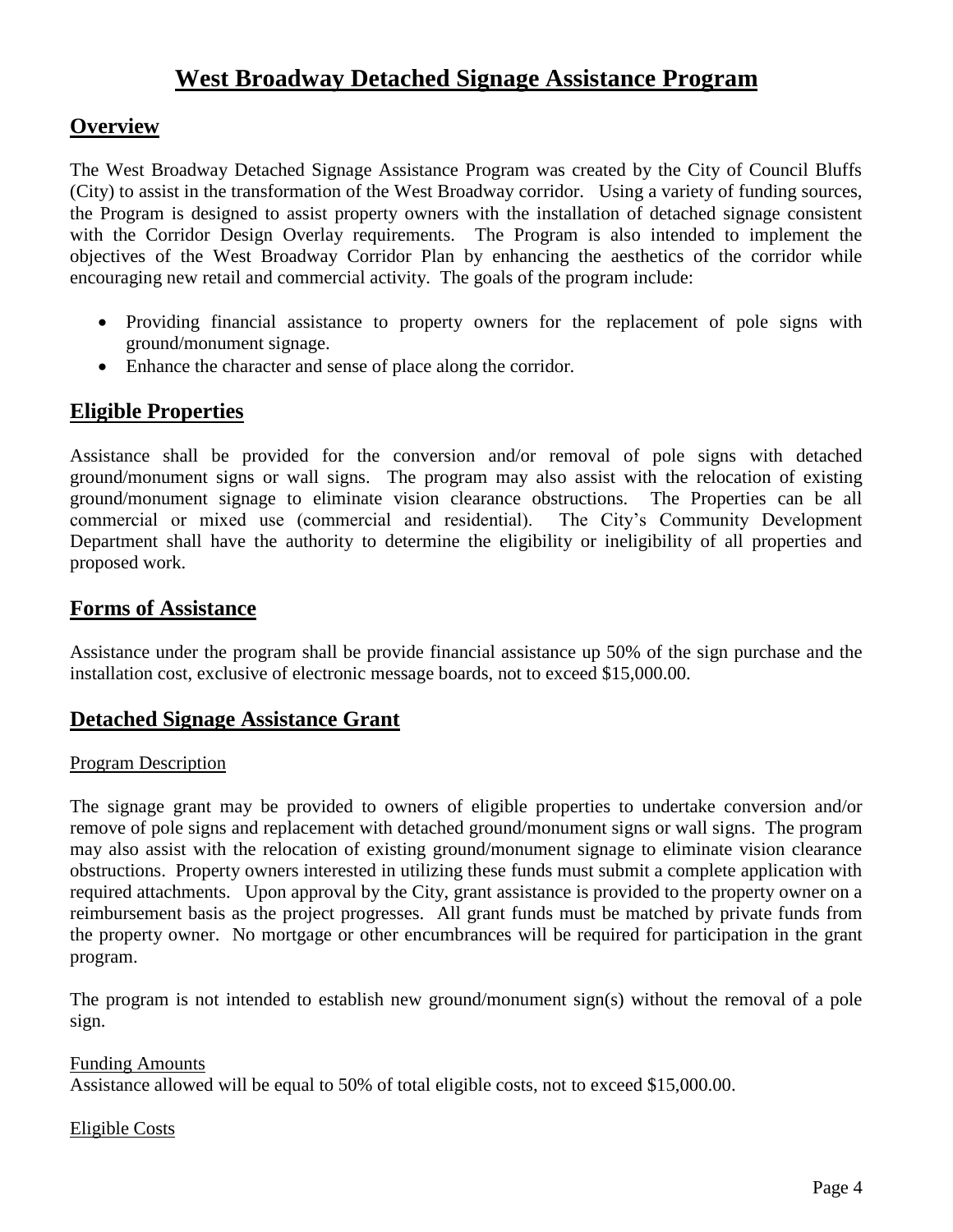# West Broadway Detached Signage Assistance Program

## Overview

The West Broadway Detached Signage Assistance Program was created by the City of Council Bluffs (City) to assist in the transformation of the West Broadway corridor. Using a variety of funding sources, the Program is designed to assist property owners with the installation of detached signage consistent with the Corridor Design Overlay requirements. The Program is also intended to implement the objectives of the West Broadway Corridor Plan by enhancing the aesthetics of the corridor while encouraging new retail and commercial activity. The goals of the program include:

- Providing financial assistance to property owners for the replacement of pole signs with ground/monument signage.
- Enhance the character and sense of place along the corridor.

## Eligible Properties

Assistance shall be provided for the conversion and/or removal of pole signs with detached ground/monument signs or wall signs. The program may also assist with the relocation of existing ground/monument signage to eliminate vision clearance obstructions. The Properties can be all commercial or mixed use (commercial and residential). The City's Community Development Department shall have the authority to determine the eligibility or ineligibility of all properties and proposed work.

## Forms of Assistance

Assistance under the program shall be provide financial assistance up 50% of the sign purchase and the installation cost, exclusive of electronic message boards, not to exceed $15,000.00.

## Detached Signage Assistance Grant

### Program Description

The signage grant may be provided to owners of eligible properties to undertake conversion and/or remove of pole signs and replacement with detached ground/monument signs or wall signs. The program may also assist with the relocation of existing ground/monument signage to eliminate vision clearance obstructions. Property owners interested in utilizing these funds must submit a complete application with required attachments. Upon approval by the City, grant assistance is provided to the property owner on a reimbursement basis as the project progresses. All grant funds must be matched by private funds from the property owner. No mortgage or other encumbrances will be required for participation in the grant program.

The program is not intended to establish new ground/monument sign(s) without the removal of a pole sign.

### Funding Amounts

Assistance allowed will be equal to 50% of total eligible costs, not to exceed $15,000.00.

### Eligible Costs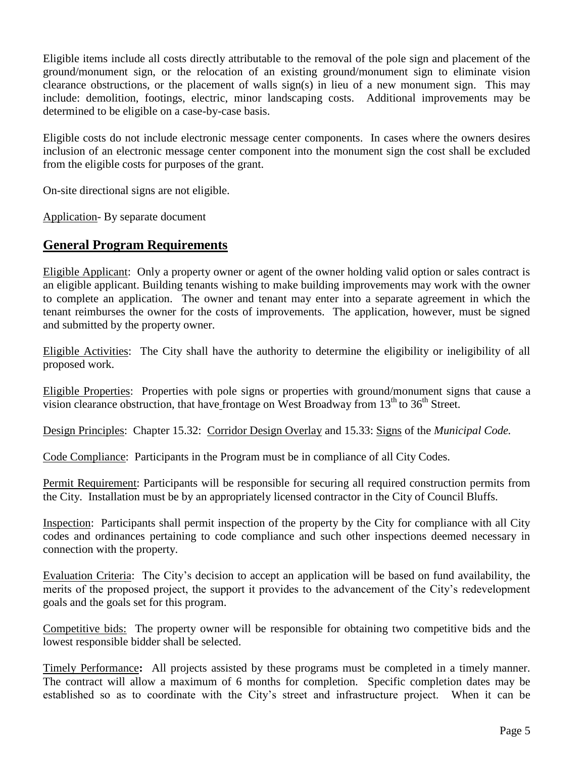Eligible items include all costs directly attributable to the removal of the pole sign and placement of the ground/monument sign, or the relocation of an existing ground/monument sign to eliminate vision clearance obstructions, or the placement of walls sign(s) in lieu of a new monument sign. This may include: demolition, footings, electric, minor landscaping costs. Additional improvements may be determined to be eligible on a case-by-case basis.

Eligible costs do not include electronic message center components. In cases where the owners desires inclusion of an electronic message center component into the monument sign the cost shall be excluded from the eligible costs for purposes of the grant.

On-site directional signs are not eligible.

Application- By separate document

## General Program Requirements

Eligible Applicant: Only a property owner or agent of the owner holding valid option or sales contract is an eligible applicant. Building tenants wishing to make building improvements may work with the owner to complete an application. The owner and tenant may enter into a separate agreement in which the tenant reimburses the owner for the costs of improvements. The application, however, must be signed and submitted by the property owner.

Eligible Activities: The City shall have the authority to determine the eligibility or ineligibility of all proposed work.

Eligible Properties: Properties with pole signs or properties with ground/monument signs that cause a vision clearance obstruction, that have frontage on West Broadway from 13th to 36th Street.

Design Principles: Chapter 15.32: Corridor Design Overlay and 15.33: Signs of the *Municipal Code.*

Code Compliance: Participants in the Program must be in compliance of all City Codes.

Permit Requirement: Participants will be responsible for securing all required construction permits from the City. Installation must be by an appropriately licensed contractor in the City of Council Bluffs.

Inspection: Participants shall permit inspection of the property by the City for compliance with all City codes and ordinances pertaining to code compliance and such other inspections deemed necessary in connection with the property.

Evaluation Criteria: The City's decision to accept an application will be based on fund availability, the merits of the proposed project, the support it provides to the advancement of the City's redevelopment goals and the goals set for this program.

Competitive bids: The property owner will be responsible for obtaining two competitive bids and the lowest responsible bidder shall be selected.

Timely Performance**:** All projects assisted by these programs must be completed in a timely manner. The contract will allow a maximum of 6 months for completion. Specific completion dates may be established so as to coordinate with the City's street and infrastructure project. When it can be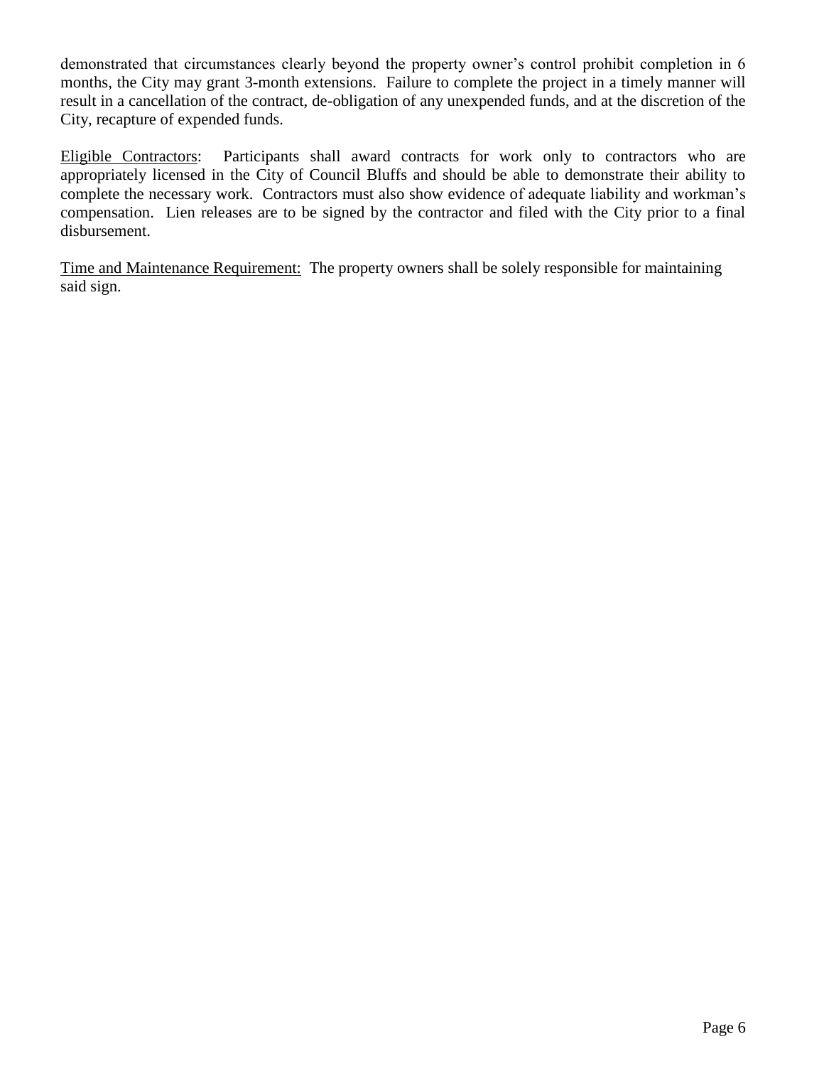demonstrated that circumstances clearly beyond the property owner's control prohibit completion in 6 months, the City may grant 3-month extensions. Failure to complete the project in a timely manner will result in a cancellation of the contract, de-obligation of any unexpended funds, and at the discretion of the City, recapture of expended funds.

<u>Eligible Contractors</u>: Participants shall award contracts for work only to contractors who are appropriately licensed in the City of Council Bluffs and should be able to demonstrate their ability to complete the necessary work. Contractors must also show evidence of adequate liability and workman's compensation. Lien releases are to be signed by the contractor and filed with the City prior to a final disbursement.

<u>Time and Maintenance Requirement:</u> The property owners shall be solely responsible for maintaining said sign.